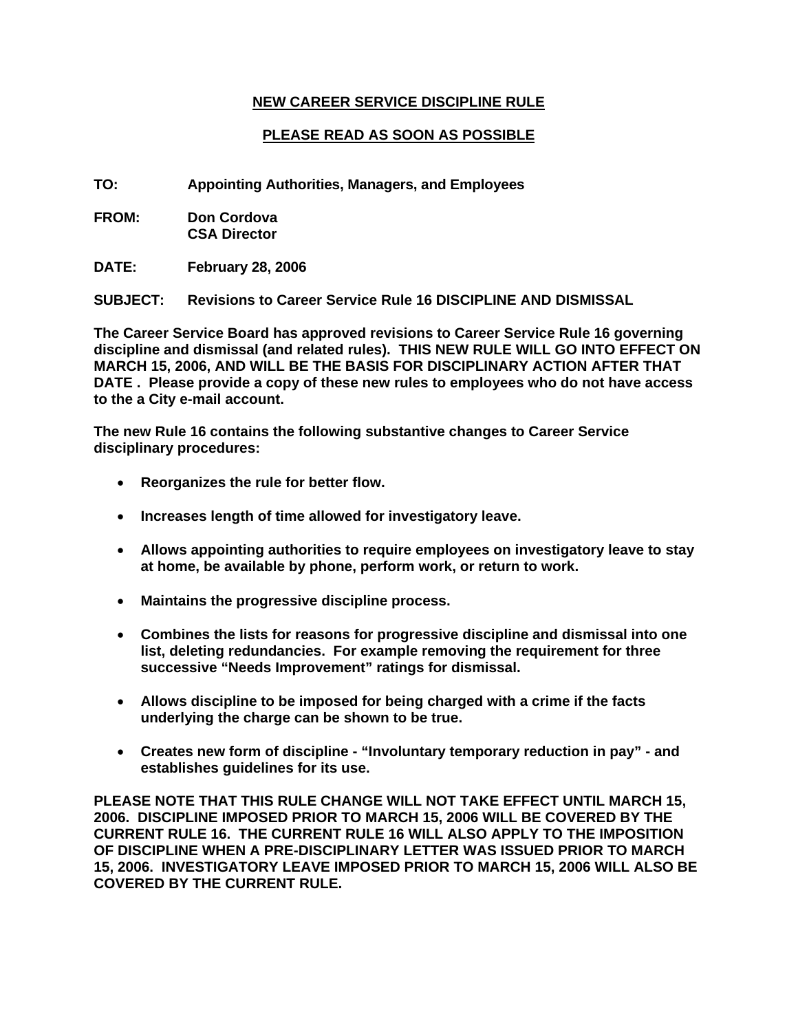**NEW CAREER SERVICE DISCIPLINE RULE**

**PLEASE READ AS SOON AS POSSIBLE**

**TO:** Appointing Authorities, Managers, and Employees

**FROM:** Don Cordova
CSA Director

**DATE:** February 28, 2006

**SUBJECT:** Revisions to Career Service Rule 16 DISCIPLINE AND DISMISSAL

**The Career Service Board has approved revisions to Career Service Rule 16 governing discipline and dismissal (and related rules). THIS NEW RULE WILL GO INTO EFFECT ON MARCH 15, 2006, AND WILL BE THE BASIS FOR DISCIPLINARY ACTION AFTER THAT DATE . Please provide a copy of these new rules to employees who do not have access to the a City e-mail account.**

**The new Rule 16 contains the following substantive changes to Career Service disciplinary procedures:**

- **Reorganizes the rule for better flow.**
- **Increases length of time allowed for investigatory leave.**
- **Allows appointing authorities to require employees on investigatory leave to stay at home, be available by phone, perform work, or return to work.**
- **Maintains the progressive discipline process.**
- **Combines the lists for reasons for progressive discipline and dismissal into one list, deleting redundancies. For example removing the requirement for three successive "Needs Improvement" ratings for dismissal.**
- **Allows discipline to be imposed for being charged with a crime if the facts underlying the charge can be shown to be true.**
- **Creates new form of discipline - "Involuntary temporary reduction in pay" - and establishes guidelines for its use.**

**PLEASE NOTE THAT THIS RULE CHANGE WILL NOT TAKE EFFECT UNTIL MARCH 15, 2006. DISCIPLINE IMPOSED PRIOR TO MARCH 15, 2006 WILL BE COVERED BY THE CURRENT RULE 16. THE CURRENT RULE 16 WILL ALSO APPLY TO THE IMPOSITION OF DISCIPLINE WHEN A PRE-DISCIPLINARY LETTER WAS ISSUED PRIOR TO MARCH 15, 2006. INVESTIGATORY LEAVE IMPOSED PRIOR TO MARCH 15, 2006 WILL ALSO BE COVERED BY THE CURRENT RULE.**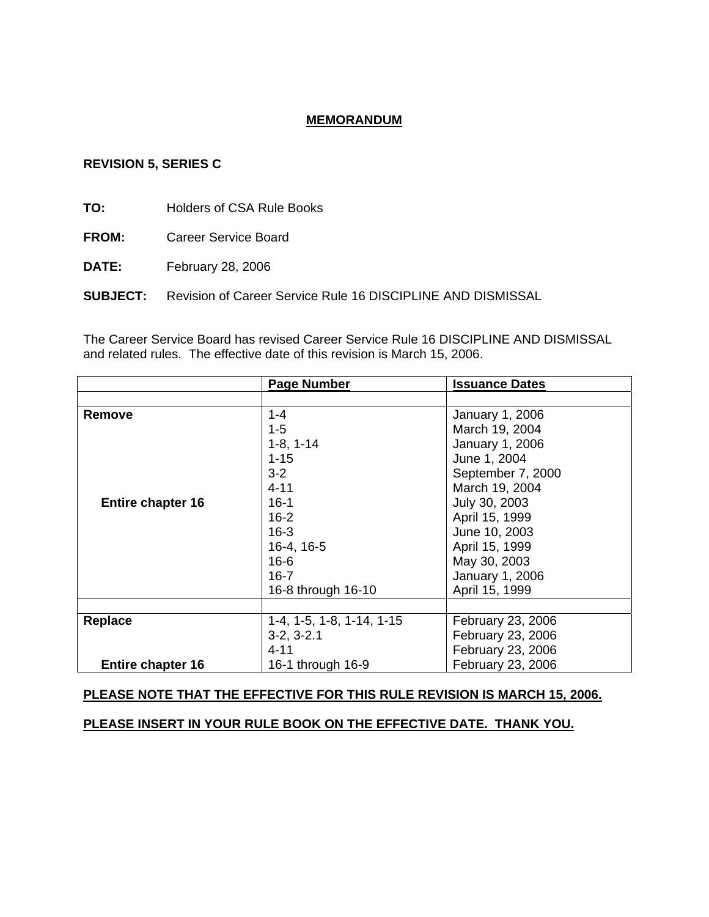# MEMORANDUM

**REVISION 5, SERIES C**

**TO:** Holders of CSA Rule Books

**FROM:** Career Service Board

**DATE:** February 28, 2006

**SUBJECT:** Revision of Career Service Rule 16 DISCIPLINE AND DISMISSAL

The Career Service Board has revised Career Service Rule 16 DISCIPLINE AND DISMISSAL and related rules. The effective date of this revision is March 15, 2006.

| | Page Number | Issuance Dates |
|---|---|---|
| | | |
| **Remove** | 1-4 | January 1, 2006 |
| | 1-5 | March 19, 2004 |
| | 1-8, 1-14 | January 1, 2006 |
| | 1-15 | June 1, 2004 |
| | 3-2 | September 7, 2000 |
| | 4-11 | March 19, 2004 |
| **Entire chapter 16** | 16-1 | July 30, 2003 |
| | 16-2 | April 15, 1999 |
| | 16-3 | June 10, 2003 |
| | 16-4, 16-5 | April 15, 1999 |
| | 16-6 | May 30, 2003 |
| | 16-7 | January 1, 2006 |
| | 16-8 through 16-10 | April 15, 1999 |
| | | |
| **Replace** | 1-4, 1-5, 1-8, 1-14, 1-15 | February 23, 2006 |
| | 3-2, 3-2.1 | February 23, 2006 |
| | 4-11 | February 23, 2006 |
| **Entire chapter 16** | 16-1 through 16-9 | February 23, 2006 |

**PLEASE NOTE THAT THE EFFECTIVE FOR THIS RULE REVISION IS MARCH 15, 2006.**

**PLEASE INSERT IN YOUR RULE BOOK ON THE EFFECTIVE DATE. THANK YOU.**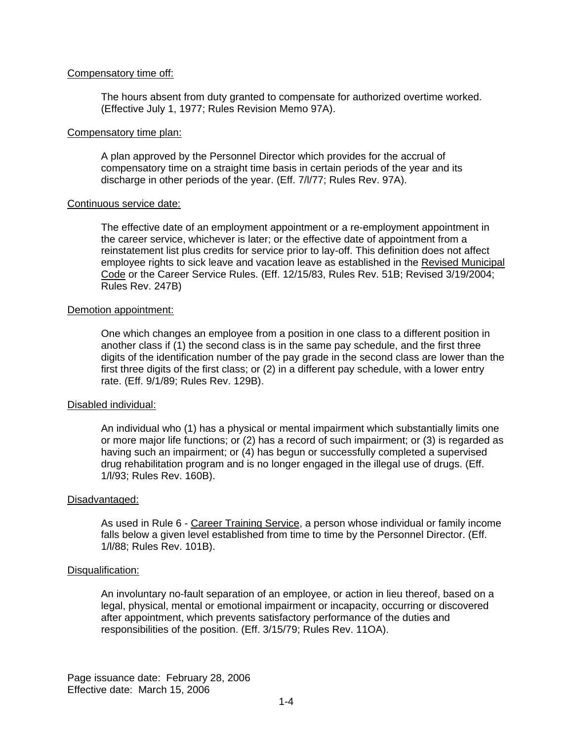<u>Compensatory time off:</u>

The hours absent from duty granted to compensate for authorized overtime worked. (Effective July 1, 1977; Rules Revision Memo 97A).

<u>Compensatory time plan:</u>

A plan approved by the Personnel Director which provides for the accrual of compensatory time on a straight time basis in certain periods of the year and its discharge in other periods of the year. (Eff. 7/l/77; Rules Rev. 97A).

<u>Continuous service date:</u>

The effective date of an employment appointment or a re-employment appointment in the career service, whichever is later; or the effective date of appointment from a reinstatement list plus credits for service prior to lay-off. This definition does not affect employee rights to sick leave and vacation leave as established in the <u>Revised Municipal Code</u> or the Career Service Rules. (Eff. 12/15/83, Rules Rev. 51B; Revised 3/19/2004; Rules Rev. 247B)

<u>Demotion appointment:</u>

One which changes an employee from a position in one class to a different position in another class if (1) the second class is in the same pay schedule, and the first three digits of the identification number of the pay grade in the second class are lower than the first three digits of the first class; or (2) in a different pay schedule, with a lower entry rate. (Eff. 9/1/89; Rules Rev. 129B).

<u>Disabled individual:</u>

An individual who (1) has a physical or mental impairment which substantially limits one or more major life functions; or (2) has a record of such impairment; or (3) is regarded as having such an impairment; or (4) has begun or successfully completed a supervised drug rehabilitation program and is no longer engaged in the illegal use of drugs. (Eff. 1/l/93; Rules Rev. 160B).

<u>Disadvantaged:</u>

As used in Rule 6 - <u>Career Training Service</u>, a person whose individual or family income falls below a given level established from time to time by the Personnel Director. (Eff. 1/l/88; Rules Rev. 101B).

<u>Disqualification:</u>

An involuntary no-fault separation of an employee, or action in lieu thereof, based on a legal, physical, mental or emotional impairment or incapacity, occurring or discovered after appointment, which prevents satisfactory performance of the duties and responsibilities of the position. (Eff. 3/15/79; Rules Rev. 11OA).

Page issuance date: February 28, 2006
Effective date: March 15, 2006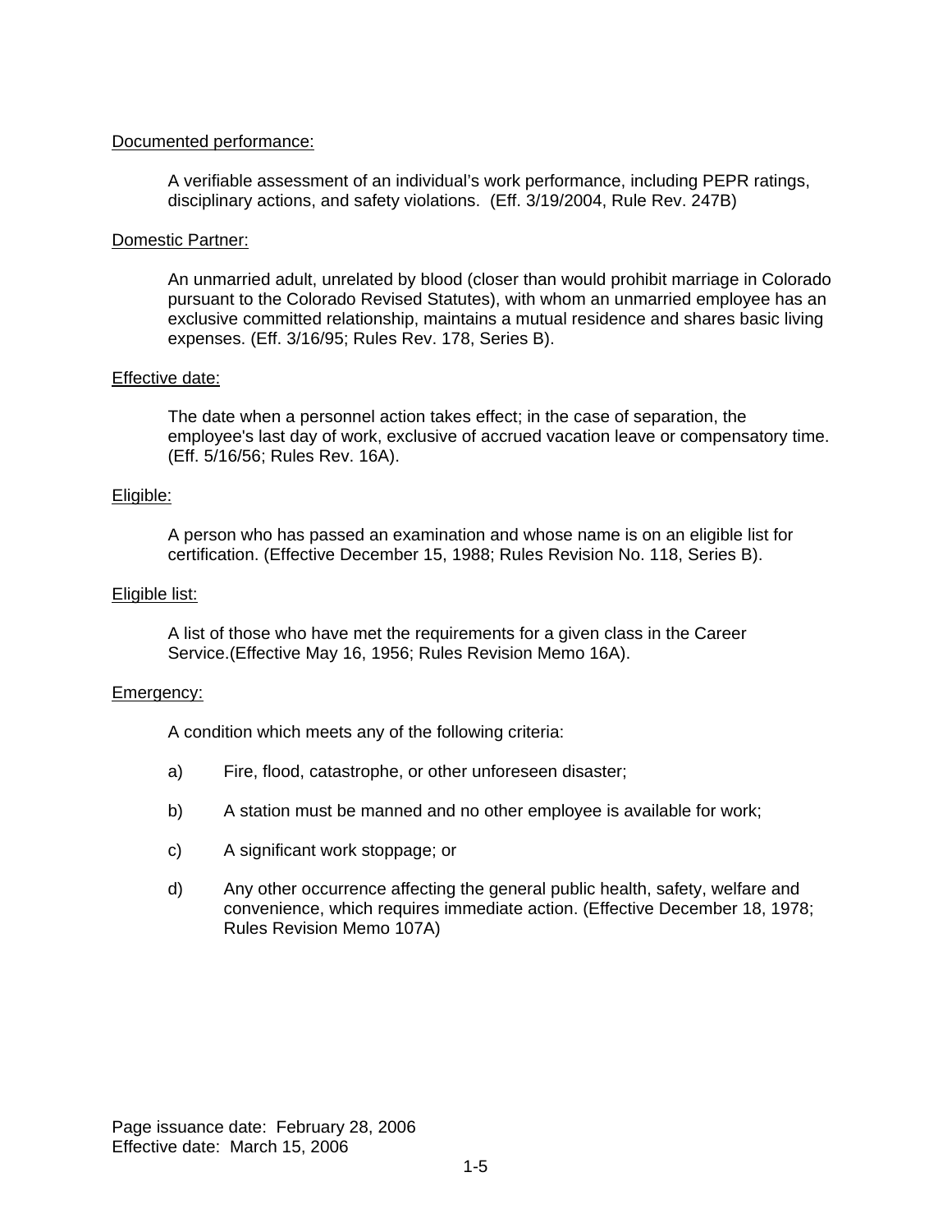<u>Documented performance:</u>

A verifiable assessment of an individual's work performance, including PEPR ratings, disciplinary actions, and safety violations. (Eff. 3/19/2004, Rule Rev. 247B)

<u>Domestic Partner:</u>

An unmarried adult, unrelated by blood (closer than would prohibit marriage in Colorado pursuant to the Colorado Revised Statutes), with whom an unmarried employee has an exclusive committed relationship, maintains a mutual residence and shares basic living expenses. (Eff. 3/16/95; Rules Rev. 178, Series B).

<u>Effective date:</u>

The date when a personnel action takes effect; in the case of separation, the employee's last day of work, exclusive of accrued vacation leave or compensatory time. (Eff. 5/16/56; Rules Rev. 16A).

<u>Eligible:</u>

A person who has passed an examination and whose name is on an eligible list for certification. (Effective December 15, 1988; Rules Revision No. 118, Series B).

<u>Eligible list:</u>

A list of those who have met the requirements for a given class in the Career Service.(Effective May 16, 1956; Rules Revision Memo 16A).

<u>Emergency:</u>

A condition which meets any of the following criteria:

a) Fire, flood, catastrophe, or other unforeseen disaster;

b) A station must be manned and no other employee is available for work;

c) A significant work stoppage; or

d) Any other occurrence affecting the general public health, safety, welfare and convenience, which requires immediate action. (Effective December 18, 1978; Rules Revision Memo 107A)

Page issuance date: February 28, 2006
Effective date: March 15, 2006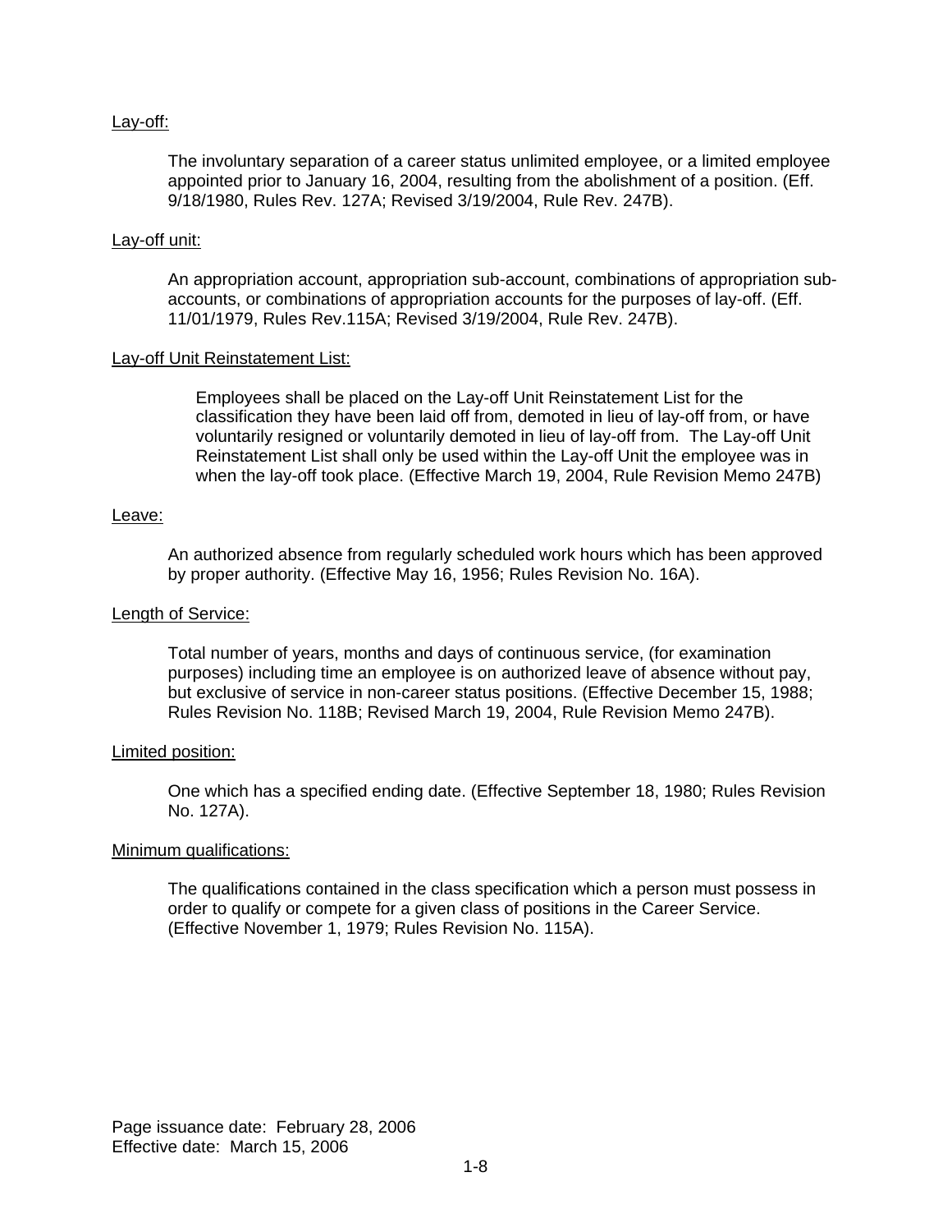<u>Lay-off:</u>

The involuntary separation of a career status unlimited employee, or a limited employee appointed prior to January 16, 2004, resulting from the abolishment of a position. (Eff. 9/18/1980, Rules Rev. 127A; Revised 3/19/2004, Rule Rev. 247B).

<u>Lay-off unit:</u>

An appropriation account, appropriation sub-account, combinations of appropriation sub-accounts, or combinations of appropriation accounts for the purposes of lay-off. (Eff. 11/01/1979, Rules Rev.115A; Revised 3/19/2004, Rule Rev. 247B).

<u>Lay-off Unit Reinstatement List:</u>

Employees shall be placed on the Lay-off Unit Reinstatement List for the classification they have been laid off from, demoted in lieu of lay-off from, or have voluntarily resigned or voluntarily demoted in lieu of lay-off from. The Lay-off Unit Reinstatement List shall only be used within the Lay-off Unit the employee was in when the lay-off took place. (Effective March 19, 2004, Rule Revision Memo 247B)

<u>Leave:</u>

An authorized absence from regularly scheduled work hours which has been approved by proper authority. (Effective May 16, 1956; Rules Revision No. 16A).

<u>Length of Service:</u>

Total number of years, months and days of continuous service, (for examination purposes) including time an employee is on authorized leave of absence without pay, but exclusive of service in non-career status positions. (Effective December 15, 1988; Rules Revision No. 118B; Revised March 19, 2004, Rule Revision Memo 247B).

<u>Limited position:</u>

One which has a specified ending date. (Effective September 18, 1980; Rules Revision No. 127A).

<u>Minimum qualifications:</u>

The qualifications contained in the class specification which a person must possess in order to qualify or compete for a given class of positions in the Career Service. (Effective November 1, 1979; Rules Revision No. 115A).

Page issuance date: February 28, 2006
Effective date: March 15, 2006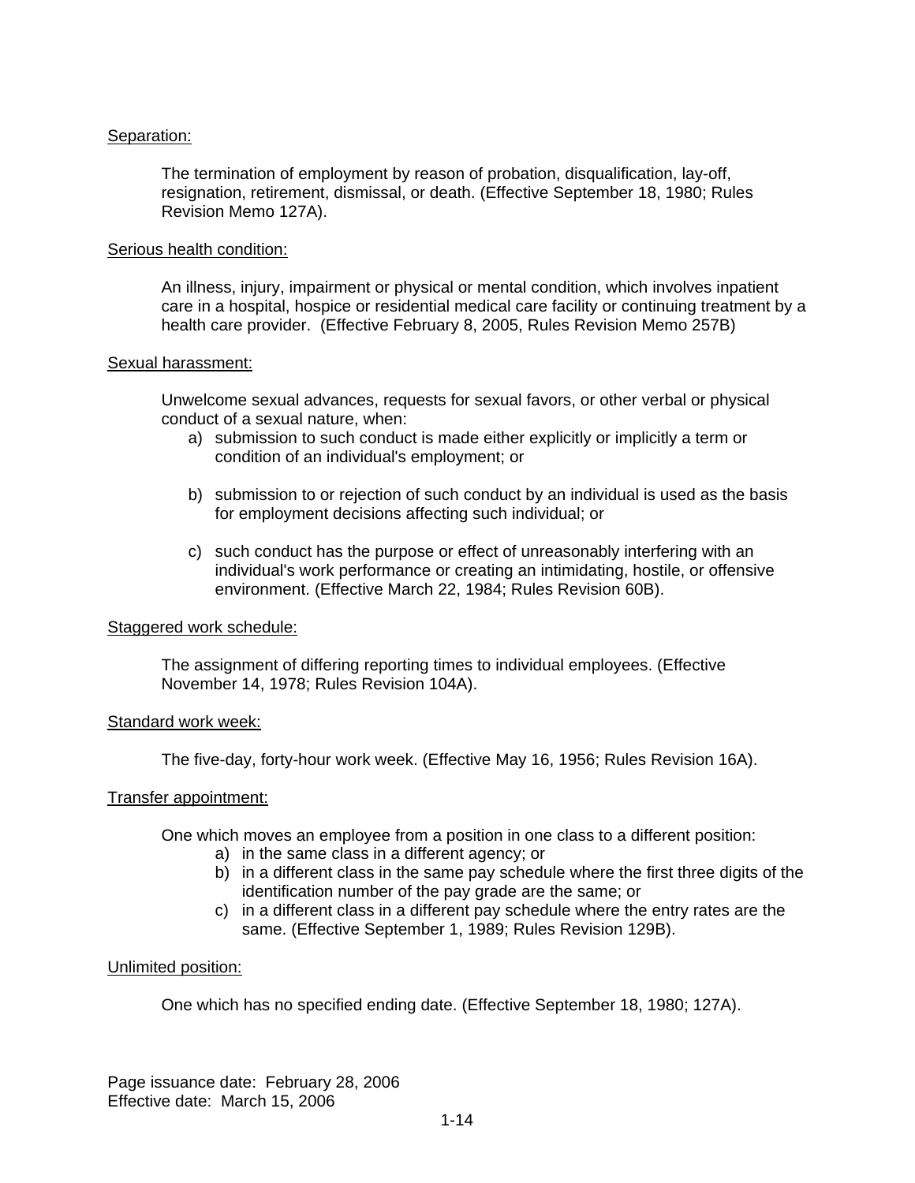Separation:

The termination of employment by reason of probation, disqualification, lay-off, resignation, retirement, dismissal, or death. (Effective September 18, 1980; Rules Revision Memo 127A).

Serious health condition:

An illness, injury, impairment or physical or mental condition, which involves inpatient care in a hospital, hospice or residential medical care facility or continuing treatment by a health care provider. (Effective February 8, 2005, Rules Revision Memo 257B)

Sexual harassment:

Unwelcome sexual advances, requests for sexual favors, or other verbal or physical conduct of a sexual nature, when:

a) submission to such conduct is made either explicitly or implicitly a term or condition of an individual's employment; or

b) submission to or rejection of such conduct by an individual is used as the basis for employment decisions affecting such individual; or

c) such conduct has the purpose or effect of unreasonably interfering with an individual's work performance or creating an intimidating, hostile, or offensive environment. (Effective March 22, 1984; Rules Revision 60B).

Staggered work schedule:

The assignment of differing reporting times to individual employees. (Effective November 14, 1978; Rules Revision 104A).

Standard work week:

The five-day, forty-hour work week. (Effective May 16, 1956; Rules Revision 16A).

Transfer appointment:

One which moves an employee from a position in one class to a different position:

a) in the same class in a different agency; or
b) in a different class in the same pay schedule where the first three digits of the identification number of the pay grade are the same; or
c) in a different class in a different pay schedule where the entry rates are the same. (Effective September 1, 1989; Rules Revision 129B).

Unlimited position:

One which has no specified ending date. (Effective September 18, 1980; 127A).

Page issuance date: February 28, 2006
Effective date: March 15, 2006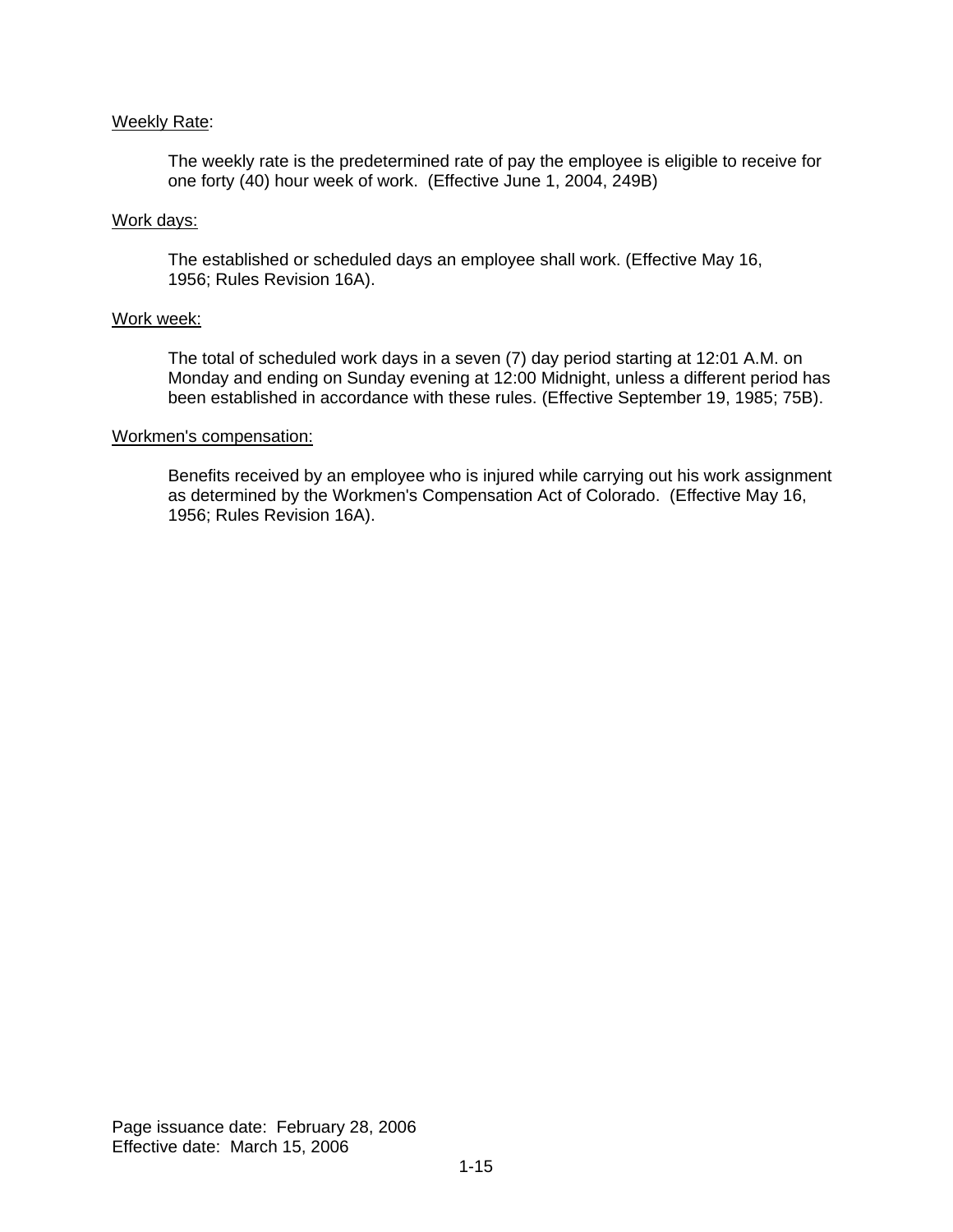Weekly Rate:

The weekly rate is the predetermined rate of pay the employee is eligible to receive for one forty (40) hour week of work. (Effective June 1, 2004, 249B)

Work days:

The established or scheduled days an employee shall work. (Effective May 16, 1956; Rules Revision 16A).

Work week:

The total of scheduled work days in a seven (7) day period starting at 12:01 A.M. on Monday and ending on Sunday evening at 12:00 Midnight, unless a different period has been established in accordance with these rules. (Effective September 19, 1985; 75B).

Workmen's compensation:

Benefits received by an employee who is injured while carrying out his work assignment as determined by the Workmen's Compensation Act of Colorado. (Effective May 16, 1956; Rules Revision 16A).

Page issuance date: February 28, 2006
Effective date: March 15, 2006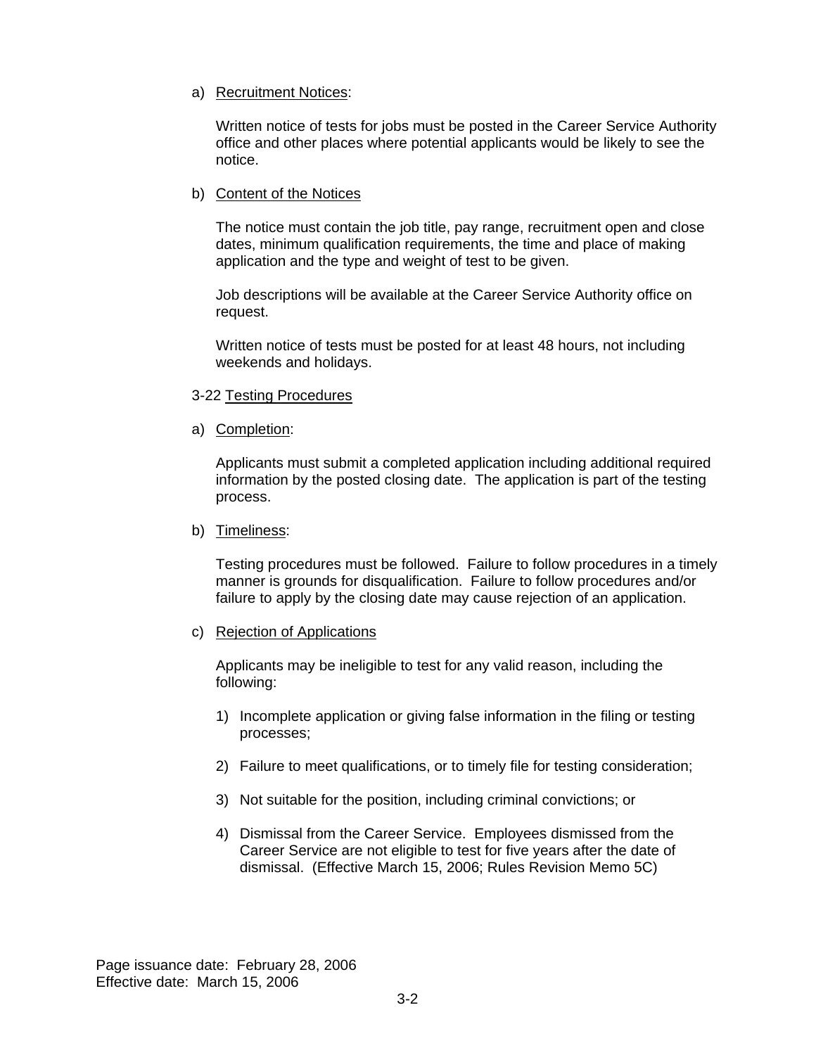a) Recruitment Notices:

Written notice of tests for jobs must be posted in the Career Service Authority office and other places where potential applicants would be likely to see the notice.

b) Content of the Notices

The notice must contain the job title, pay range, recruitment open and close dates, minimum qualification requirements, the time and place of making application and the type and weight of test to be given.

Job descriptions will be available at the Career Service Authority office on request.

Written notice of tests must be posted for at least 48 hours, not including weekends and holidays.

3-22 Testing Procedures

a) Completion:

Applicants must submit a completed application including additional required information by the posted closing date. The application is part of the testing process.

b) Timeliness:

Testing procedures must be followed. Failure to follow procedures in a timely manner is grounds for disqualification. Failure to follow procedures and/or failure to apply by the closing date may cause rejection of an application.

c) Rejection of Applications

Applicants may be ineligible to test for any valid reason, including the following:

1) Incomplete application or giving false information in the filing or testing processes;

2) Failure to meet qualifications, or to timely file for testing consideration;

3) Not suitable for the position, including criminal convictions; or

4) Dismissal from the Career Service. Employees dismissed from the Career Service are not eligible to test for five years after the date of dismissal. (Effective March 15, 2006; Rules Revision Memo 5C)

Page issuance date: February 28, 2006
Effective date: March 15, 2006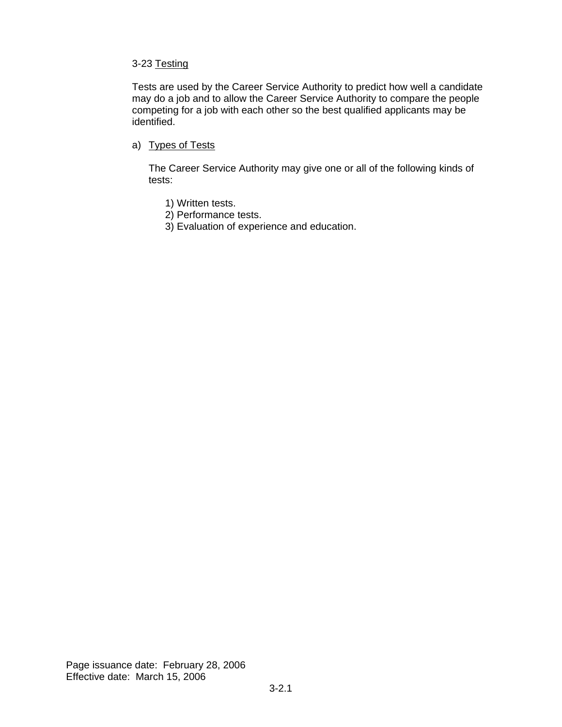3-23 Testing

Tests are used by the Career Service Authority to predict how well a candidate may do a job and to allow the Career Service Authority to compare the people competing for a job with each other so the best qualified applicants may be identified.

a) Types of Tests

The Career Service Authority may give one or all of the following kinds of tests:

1) Written tests.
2) Performance tests.
3) Evaluation of experience and education.

Page issuance date: February 28, 2006
Effective date: March 15, 2006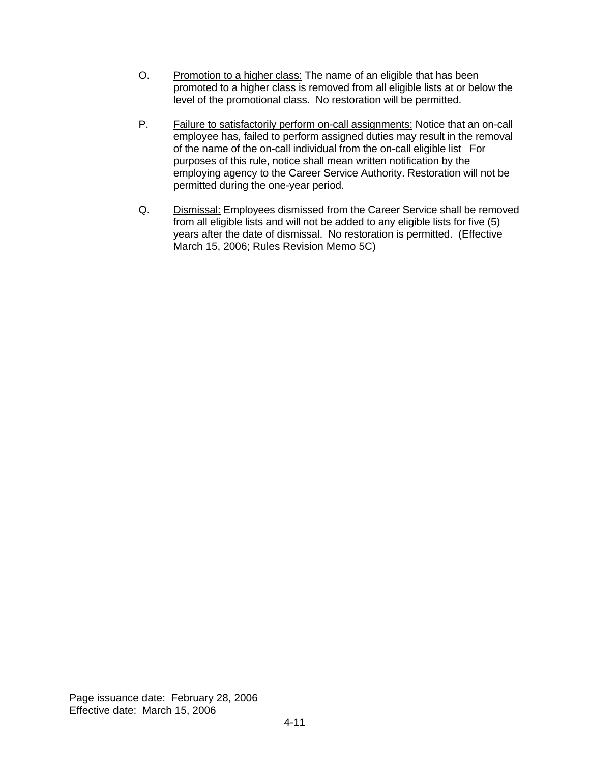O. <u>Promotion to a higher class:</u> The name of an eligible that has been promoted to a higher class is removed from all eligible lists at or below the level of the promotional class. No restoration will be permitted.

P. <u>Failure to satisfactorily perform on-call assignments:</u> Notice that an on-call employee has, failed to perform assigned duties may result in the removal of the name of the on-call individual from the on-call eligible list For purposes of this rule, notice shall mean written notification by the employing agency to the Career Service Authority. Restoration will not be permitted during the one-year period.

Q. <u>Dismissal:</u> Employees dismissed from the Career Service shall be removed from all eligible lists and will not be added to any eligible lists for five (5) years after the date of dismissal. No restoration is permitted. (Effective March 15, 2006; Rules Revision Memo 5C)

Page issuance date: February 28, 2006
Effective date: March 15, 2006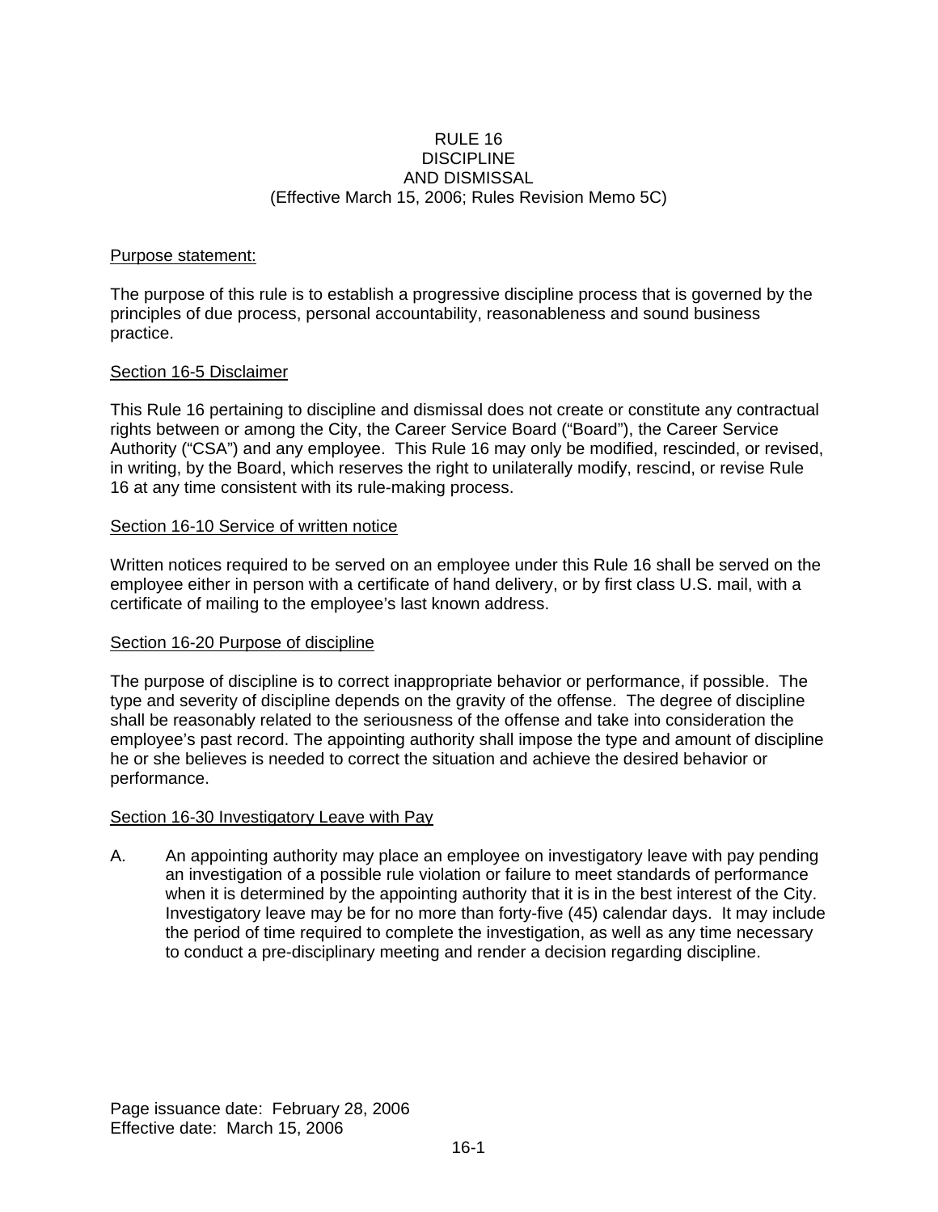# RULE 16
# DISCIPLINE
# AND DISMISSAL
(Effective March 15, 2006; Rules Revision Memo 5C)

## Purpose statement:

The purpose of this rule is to establish a progressive discipline process that is governed by the principles of due process, personal accountability, reasonableness and sound business practice.

## Section 16-5 Disclaimer

This Rule 16 pertaining to discipline and dismissal does not create or constitute any contractual rights between or among the City, the Career Service Board ("Board"), the Career Service Authority ("CSA") and any employee. This Rule 16 may only be modified, rescinded, or revised, in writing, by the Board, which reserves the right to unilaterally modify, rescind, or revise Rule 16 at any time consistent with its rule-making process.

## Section 16-10 Service of written notice

Written notices required to be served on an employee under this Rule 16 shall be served on the employee either in person with a certificate of hand delivery, or by first class U.S. mail, with a certificate of mailing to the employee's last known address.

## Section 16-20 Purpose of discipline

The purpose of discipline is to correct inappropriate behavior or performance, if possible. The type and severity of discipline depends on the gravity of the offense. The degree of discipline shall be reasonably related to the seriousness of the offense and take into consideration the employee's past record. The appointing authority shall impose the type and amount of discipline he or she believes is needed to correct the situation and achieve the desired behavior or performance.

## Section 16-30 Investigatory Leave with Pay

A. An appointing authority may place an employee on investigatory leave with pay pending an investigation of a possible rule violation or failure to meet standards of performance when it is determined by the appointing authority that it is in the best interest of the City. Investigatory leave may be for no more than forty-five (45) calendar days. It may include the period of time required to complete the investigation, as well as any time necessary to conduct a pre-disciplinary meeting and render a decision regarding discipline.

Page issuance date: February 28, 2006
Effective date: March 15, 2006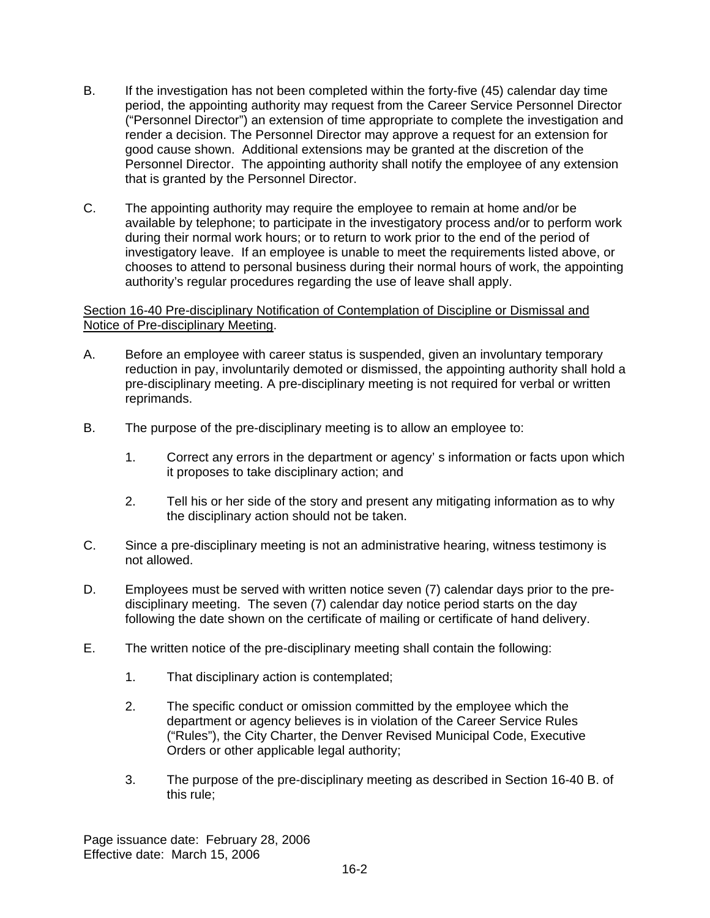B. If the investigation has not been completed within the forty-five (45) calendar day time period, the appointing authority may request from the Career Service Personnel Director ("Personnel Director") an extension of time appropriate to complete the investigation and render a decision. The Personnel Director may approve a request for an extension for good cause shown. Additional extensions may be granted at the discretion of the Personnel Director. The appointing authority shall notify the employee of any extension that is granted by the Personnel Director.

C. The appointing authority may require the employee to remain at home and/or be available by telephone; to participate in the investigatory process and/or to perform work during their normal work hours; or to return to work prior to the end of the period of investigatory leave. If an employee is unable to meet the requirements listed above, or chooses to attend to personal business during their normal hours of work, the appointing authority's regular procedures regarding the use of leave shall apply.

<u>Section 16-40 Pre-disciplinary Notification of Contemplation of Discipline or Dismissal and Notice of Pre-disciplinary Meeting</u>.

A. Before an employee with career status is suspended, given an involuntary temporary reduction in pay, involuntarily demoted or dismissed, the appointing authority shall hold a pre-disciplinary meeting. A pre-disciplinary meeting is not required for verbal or written reprimands.

B. The purpose of the pre-disciplinary meeting is to allow an employee to:

1. Correct any errors in the department or agency' s information or facts upon which it proposes to take disciplinary action; and

2. Tell his or her side of the story and present any mitigating information as to why the disciplinary action should not be taken.

C. Since a pre-disciplinary meeting is not an administrative hearing, witness testimony is not allowed.

D. Employees must be served with written notice seven (7) calendar days prior to the pre-disciplinary meeting. The seven (7) calendar day notice period starts on the day following the date shown on the certificate of mailing or certificate of hand delivery.

E. The written notice of the pre-disciplinary meeting shall contain the following:

1. That disciplinary action is contemplated;

2. The specific conduct or omission committed by the employee which the department or agency believes is in violation of the Career Service Rules ("Rules"), the City Charter, the Denver Revised Municipal Code, Executive Orders or other applicable legal authority;

3. The purpose of the pre-disciplinary meeting as described in Section 16-40 B. of this rule;

Page issuance date: February 28, 2006
Effective date: March 15, 2006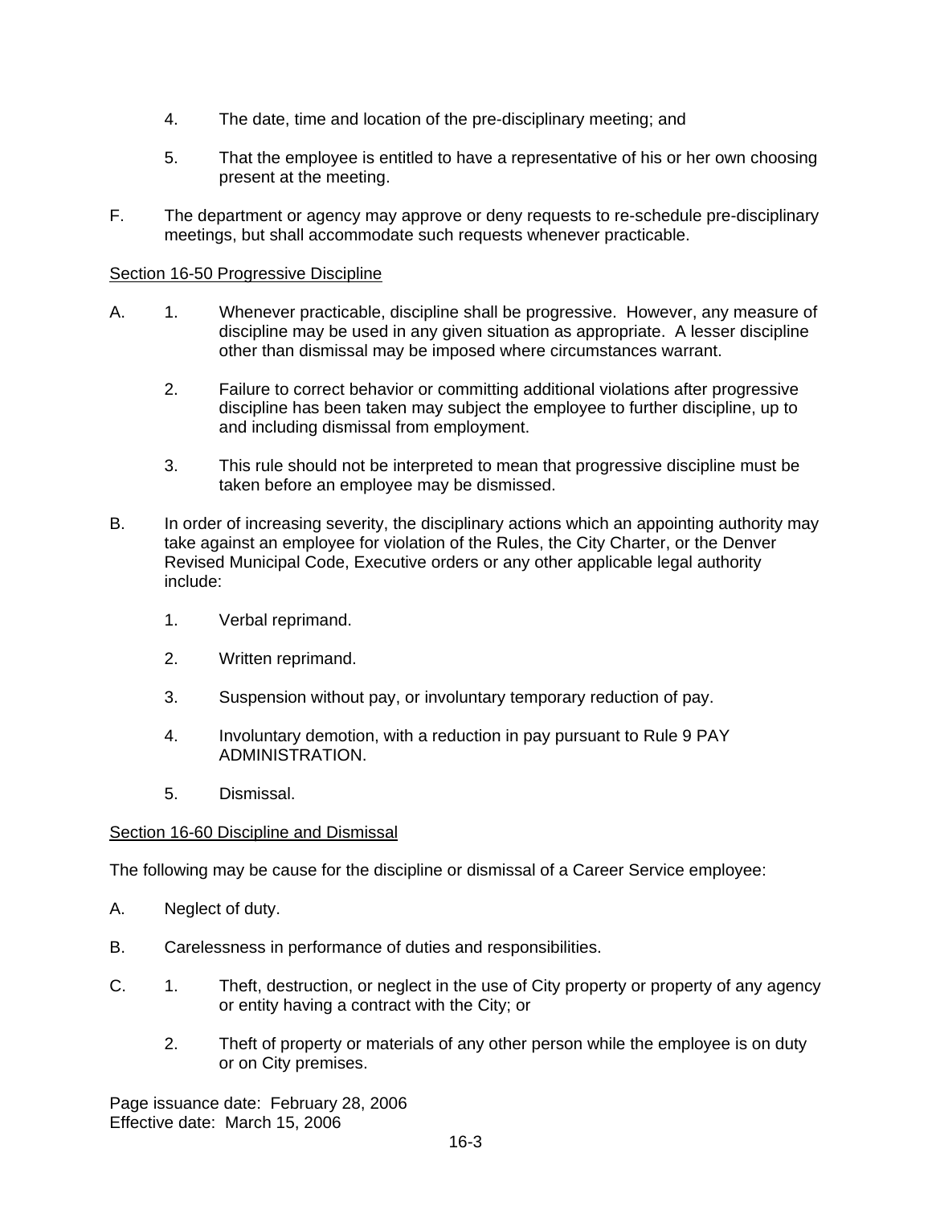4. The date, time and location of the pre-disciplinary meeting; and

5. That the employee is entitled to have a representative of his or her own choosing present at the meeting.

F. The department or agency may approve or deny requests to re-schedule pre-disciplinary meetings, but shall accommodate such requests whenever practicable.

Section 16-50 Progressive Discipline

A. 1. Whenever practicable, discipline shall be progressive. However, any measure of discipline may be used in any given situation as appropriate. A lesser discipline other than dismissal may be imposed where circumstances warrant.

2. Failure to correct behavior or committing additional violations after progressive discipline has been taken may subject the employee to further discipline, up to and including dismissal from employment.

3. This rule should not be interpreted to mean that progressive discipline must be taken before an employee may be dismissed.

B. In order of increasing severity, the disciplinary actions which an appointing authority may take against an employee for violation of the Rules, the City Charter, or the Denver Revised Municipal Code, Executive orders or any other applicable legal authority include:

1. Verbal reprimand.

2. Written reprimand.

3. Suspension without pay, or involuntary temporary reduction of pay.

4. Involuntary demotion, with a reduction in pay pursuant to Rule 9 PAY ADMINISTRATION.

5. Dismissal.

Section 16-60 Discipline and Dismissal

The following may be cause for the discipline or dismissal of a Career Service employee:

A. Neglect of duty.

B. Carelessness in performance of duties and responsibilities.

C. 1. Theft, destruction, or neglect in the use of City property or property of any agency or entity having a contract with the City; or

2. Theft of property or materials of any other person while the employee is on duty or on City premises.

Page issuance date: February 28, 2006
Effective date: March 15, 2006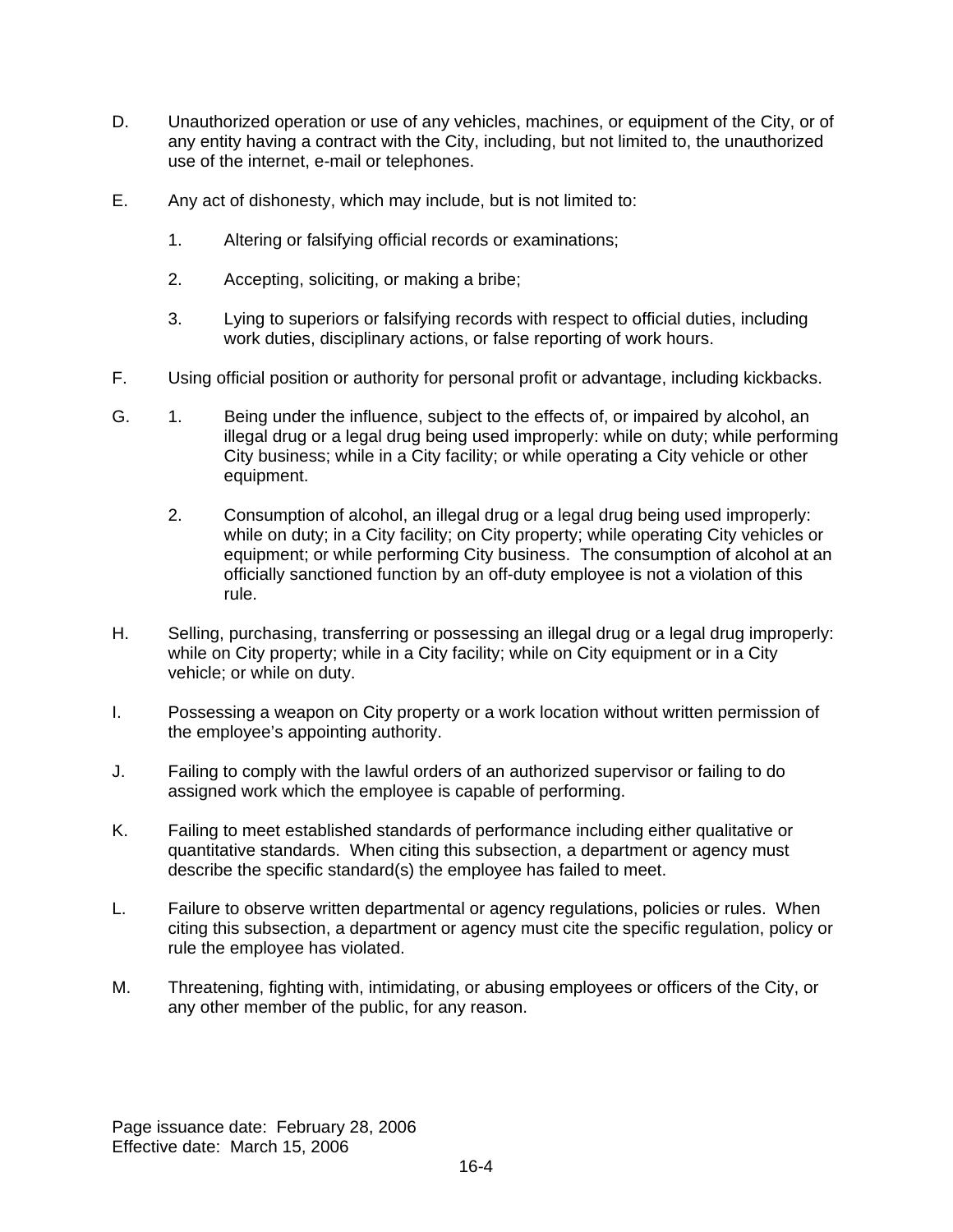D. Unauthorized operation or use of any vehicles, machines, or equipment of the City, or of any entity having a contract with the City, including, but not limited to, the unauthorized use of the internet, e-mail or telephones.

E. Any act of dishonesty, which may include, but is not limited to:

   1. Altering or falsifying official records or examinations;

   2. Accepting, soliciting, or making a bribe;

   3. Lying to superiors or falsifying records with respect to official duties, including work duties, disciplinary actions, or false reporting of work hours.

F. Using official position or authority for personal profit or advantage, including kickbacks.

G. 1. Being under the influence, subject to the effects of, or impaired by alcohol, an illegal drug or a legal drug being used improperly: while on duty; while performing City business; while in a City facility; or while operating a City vehicle or other equipment.

   2. Consumption of alcohol, an illegal drug or a legal drug being used improperly: while on duty; in a City facility; on City property; while operating City vehicles or equipment; or while performing City business. The consumption of alcohol at an officially sanctioned function by an off-duty employee is not a violation of this rule.

H. Selling, purchasing, transferring or possessing an illegal drug or a legal drug improperly: while on City property; while in a City facility; while on City equipment or in a City vehicle; or while on duty.

I. Possessing a weapon on City property or a work location without written permission of the employee's appointing authority.

J. Failing to comply with the lawful orders of an authorized supervisor or failing to do assigned work which the employee is capable of performing.

K. Failing to meet established standards of performance including either qualitative or quantitative standards. When citing this subsection, a department or agency must describe the specific standard(s) the employee has failed to meet.

L. Failure to observe written departmental or agency regulations, policies or rules. When citing this subsection, a department or agency must cite the specific regulation, policy or rule the employee has violated.

M. Threatening, fighting with, intimidating, or abusing employees or officers of the City, or any other member of the public, for any reason.

Page issuance date: February 28, 2006
Effective date: March 15, 2006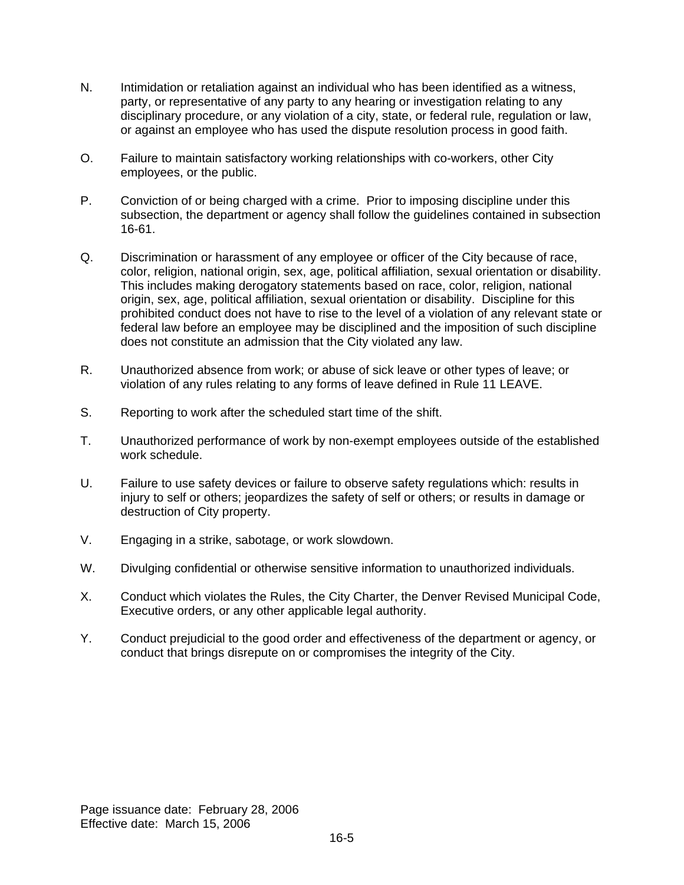N. Intimidation or retaliation against an individual who has been identified as a witness, party, or representative of any party to any hearing or investigation relating to any disciplinary procedure, or any violation of a city, state, or federal rule, regulation or law, or against an employee who has used the dispute resolution process in good faith.

O. Failure to maintain satisfactory working relationships with co-workers, other City employees, or the public.

P. Conviction of or being charged with a crime. Prior to imposing discipline under this subsection, the department or agency shall follow the guidelines contained in subsection 16-61.

Q. Discrimination or harassment of any employee or officer of the City because of race, color, religion, national origin, sex, age, political affiliation, sexual orientation or disability. This includes making derogatory statements based on race, color, religion, national origin, sex, age, political affiliation, sexual orientation or disability. Discipline for this prohibited conduct does not have to rise to the level of a violation of any relevant state or federal law before an employee may be disciplined and the imposition of such discipline does not constitute an admission that the City violated any law.

R. Unauthorized absence from work; or abuse of sick leave or other types of leave; or violation of any rules relating to any forms of leave defined in Rule 11 LEAVE.

S. Reporting to work after the scheduled start time of the shift.

T. Unauthorized performance of work by non-exempt employees outside of the established work schedule.

U. Failure to use safety devices or failure to observe safety regulations which: results in injury to self or others; jeopardizes the safety of self or others; or results in damage or destruction of City property.

V. Engaging in a strike, sabotage, or work slowdown.

W. Divulging confidential or otherwise sensitive information to unauthorized individuals.

X. Conduct which violates the Rules, the City Charter, the Denver Revised Municipal Code, Executive orders, or any other applicable legal authority.

Y. Conduct prejudicial to the good order and effectiveness of the department or agency, or conduct that brings disrepute on or compromises the integrity of the City.

Page issuance date: February 28, 2006
Effective date: March 15, 2006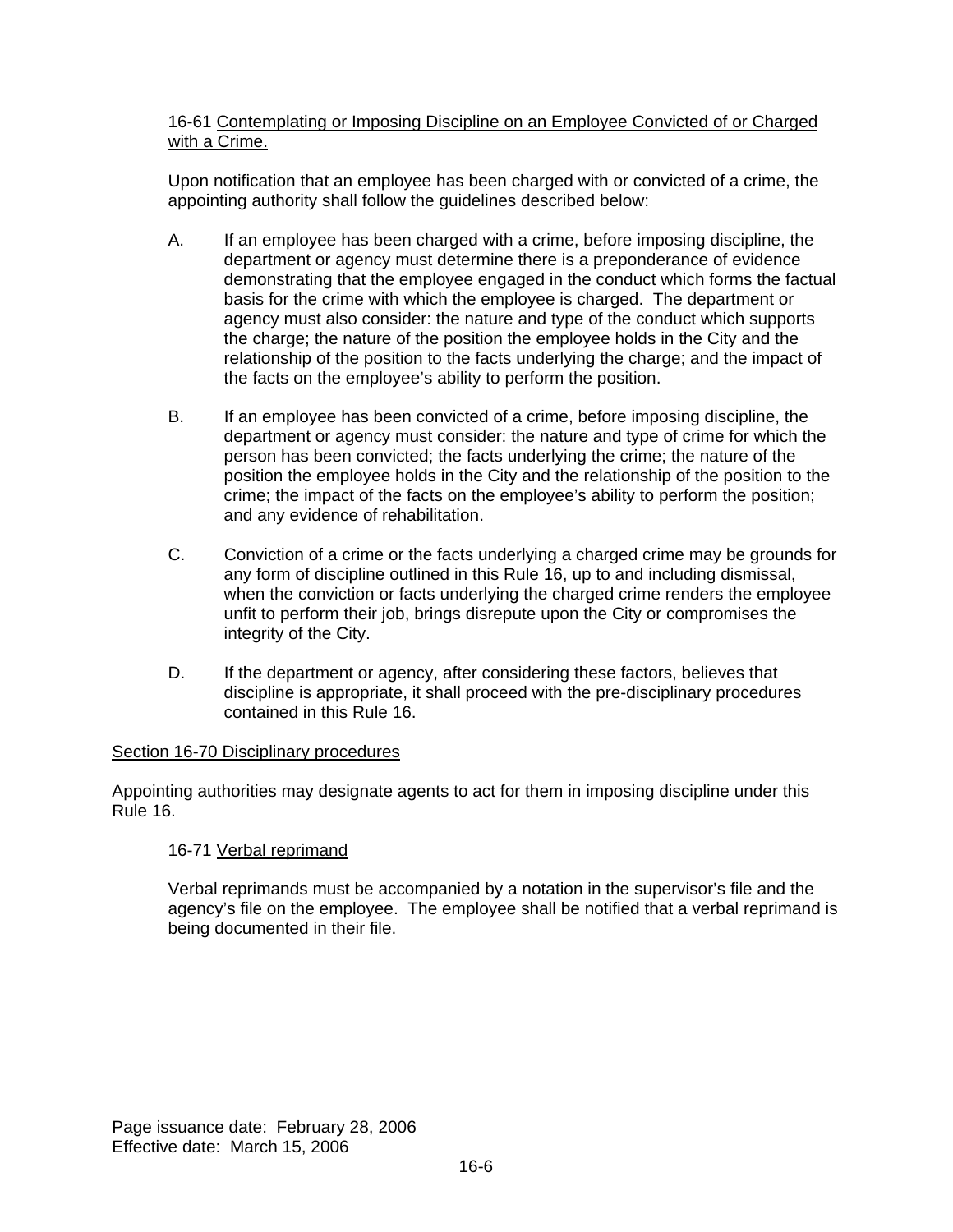16-61 Contemplating or Imposing Discipline on an Employee Convicted of or Charged with a Crime.

Upon notification that an employee has been charged with or convicted of a crime, the appointing authority shall follow the guidelines described below:

A. If an employee has been charged with a crime, before imposing discipline, the department or agency must determine there is a preponderance of evidence demonstrating that the employee engaged in the conduct which forms the factual basis for the crime with which the employee is charged. The department or agency must also consider: the nature and type of the conduct which supports the charge; the nature of the position the employee holds in the City and the relationship of the position to the facts underlying the charge; and the impact of the facts on the employee's ability to perform the position.

B. If an employee has been convicted of a crime, before imposing discipline, the department or agency must consider: the nature and type of crime for which the person has been convicted; the facts underlying the crime; the nature of the position the employee holds in the City and the relationship of the position to the crime; the impact of the facts on the employee's ability to perform the position; and any evidence of rehabilitation.

C. Conviction of a crime or the facts underlying a charged crime may be grounds for any form of discipline outlined in this Rule 16, up to and including dismissal, when the conviction or facts underlying the charged crime renders the employee unfit to perform their job, brings disrepute upon the City or compromises the integrity of the City.

D. If the department or agency, after considering these factors, believes that discipline is appropriate, it shall proceed with the pre-disciplinary procedures contained in this Rule 16.

## Section 16-70 Disciplinary procedures

Appointing authorities may designate agents to act for them in imposing discipline under this Rule 16.

16-71 Verbal reprimand

Verbal reprimands must be accompanied by a notation in the supervisor's file and the agency's file on the employee. The employee shall be notified that a verbal reprimand is being documented in their file.

Page issuance date: February 28, 2006
Effective date: March 15, 2006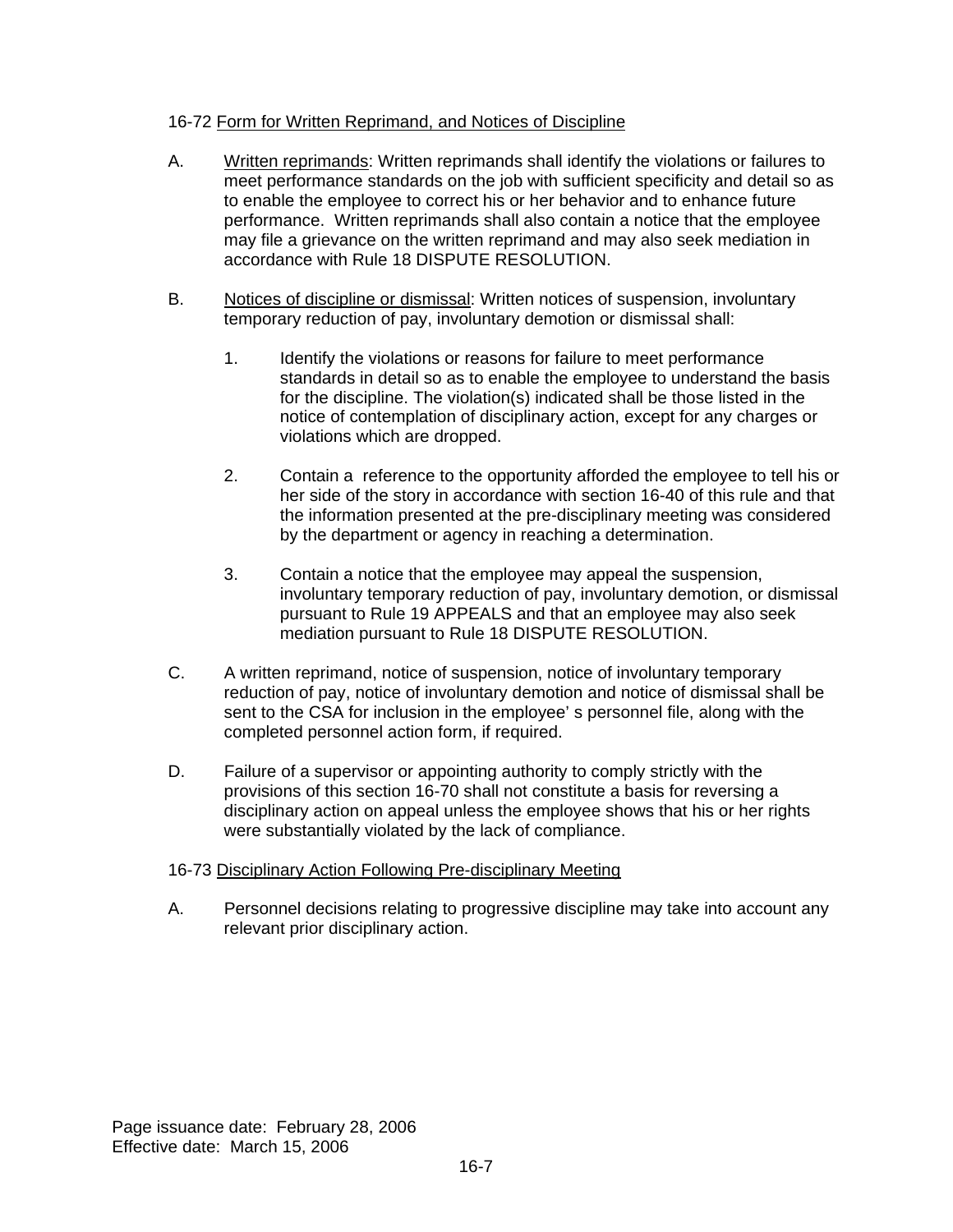16-72 Form for Written Reprimand, and Notices of Discipline

A. Written reprimands: Written reprimands shall identify the violations or failures to meet performance standards on the job with sufficient specificity and detail so as to enable the employee to correct his or her behavior and to enhance future performance. Written reprimands shall also contain a notice that the employee may file a grievance on the written reprimand and may also seek mediation in accordance with Rule 18 DISPUTE RESOLUTION.

B. Notices of discipline or dismissal: Written notices of suspension, involuntary temporary reduction of pay, involuntary demotion or dismissal shall:

   1. Identify the violations or reasons for failure to meet performance standards in detail so as to enable the employee to understand the basis for the discipline. The violation(s) indicated shall be those listed in the notice of contemplation of disciplinary action, except for any charges or violations which are dropped.

   2. Contain a reference to the opportunity afforded the employee to tell his or her side of the story in accordance with section 16-40 of this rule and that the information presented at the pre-disciplinary meeting was considered by the department or agency in reaching a determination.

   3. Contain a notice that the employee may appeal the suspension, involuntary temporary reduction of pay, involuntary demotion, or dismissal pursuant to Rule 19 APPEALS and that an employee may also seek mediation pursuant to Rule 18 DISPUTE RESOLUTION.

C. A written reprimand, notice of suspension, notice of involuntary temporary reduction of pay, notice of involuntary demotion and notice of dismissal shall be sent to the CSA for inclusion in the employee' s personnel file, along with the completed personnel action form, if required.

D. Failure of a supervisor or appointing authority to comply strictly with the provisions of this section 16-70 shall not constitute a basis for reversing a disciplinary action on appeal unless the employee shows that his or her rights were substantially violated by the lack of compliance.

16-73 Disciplinary Action Following Pre-disciplinary Meeting

A. Personnel decisions relating to progressive discipline may take into account any relevant prior disciplinary action.

Page issuance date: February 28, 2006
Effective date: March 15, 2006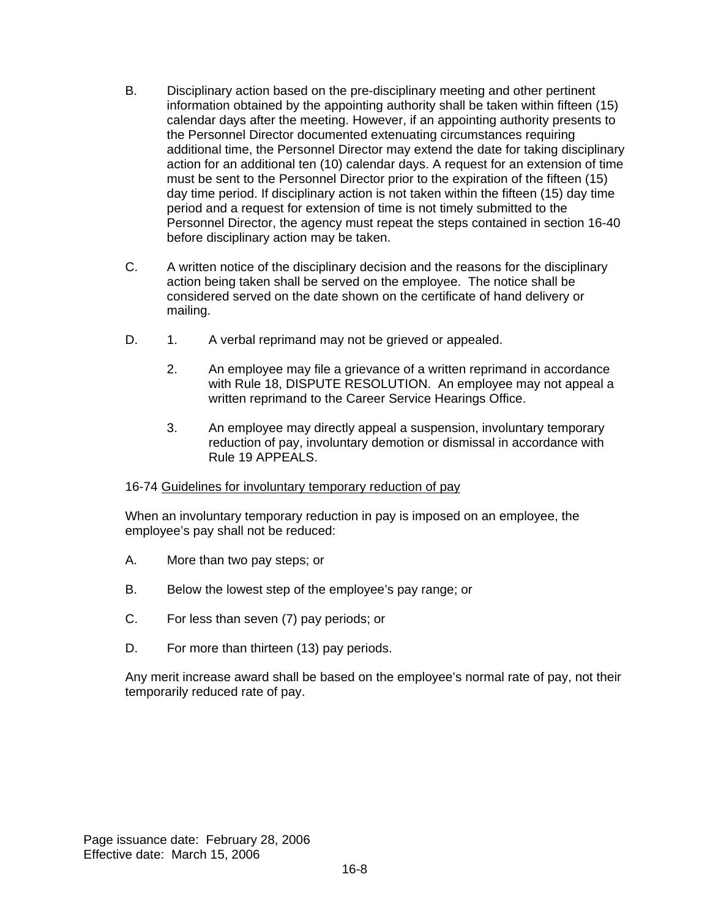B. Disciplinary action based on the pre-disciplinary meeting and other pertinent information obtained by the appointing authority shall be taken within fifteen (15) calendar days after the meeting. However, if an appointing authority presents to the Personnel Director documented extenuating circumstances requiring additional time, the Personnel Director may extend the date for taking disciplinary action for an additional ten (10) calendar days. A request for an extension of time must be sent to the Personnel Director prior to the expiration of the fifteen (15) day time period. If disciplinary action is not taken within the fifteen (15) day time period and a request for extension of time is not timely submitted to the Personnel Director, the agency must repeat the steps contained in section 16-40 before disciplinary action may be taken.

C. A written notice of the disciplinary decision and the reasons for the disciplinary action being taken shall be served on the employee. The notice shall be considered served on the date shown on the certificate of hand delivery or mailing.

D. 1. A verbal reprimand may not be grieved or appealed.

   2. An employee may file a grievance of a written reprimand in accordance with Rule 18, DISPUTE RESOLUTION. An employee may not appeal a written reprimand to the Career Service Hearings Office.

   3. An employee may directly appeal a suspension, involuntary temporary reduction of pay, involuntary demotion or dismissal in accordance with Rule 19 APPEALS.

16-74 <u>Guidelines for involuntary temporary reduction of pay</u>

When an involuntary temporary reduction in pay is imposed on an employee, the employee's pay shall not be reduced:

A. More than two pay steps; or

B. Below the lowest step of the employee's pay range; or

C. For less than seven (7) pay periods; or

D. For more than thirteen (13) pay periods.

Any merit increase award shall be based on the employee's normal rate of pay, not their temporarily reduced rate of pay.

Page issuance date: February 28, 2006
Effective date: March 15, 2006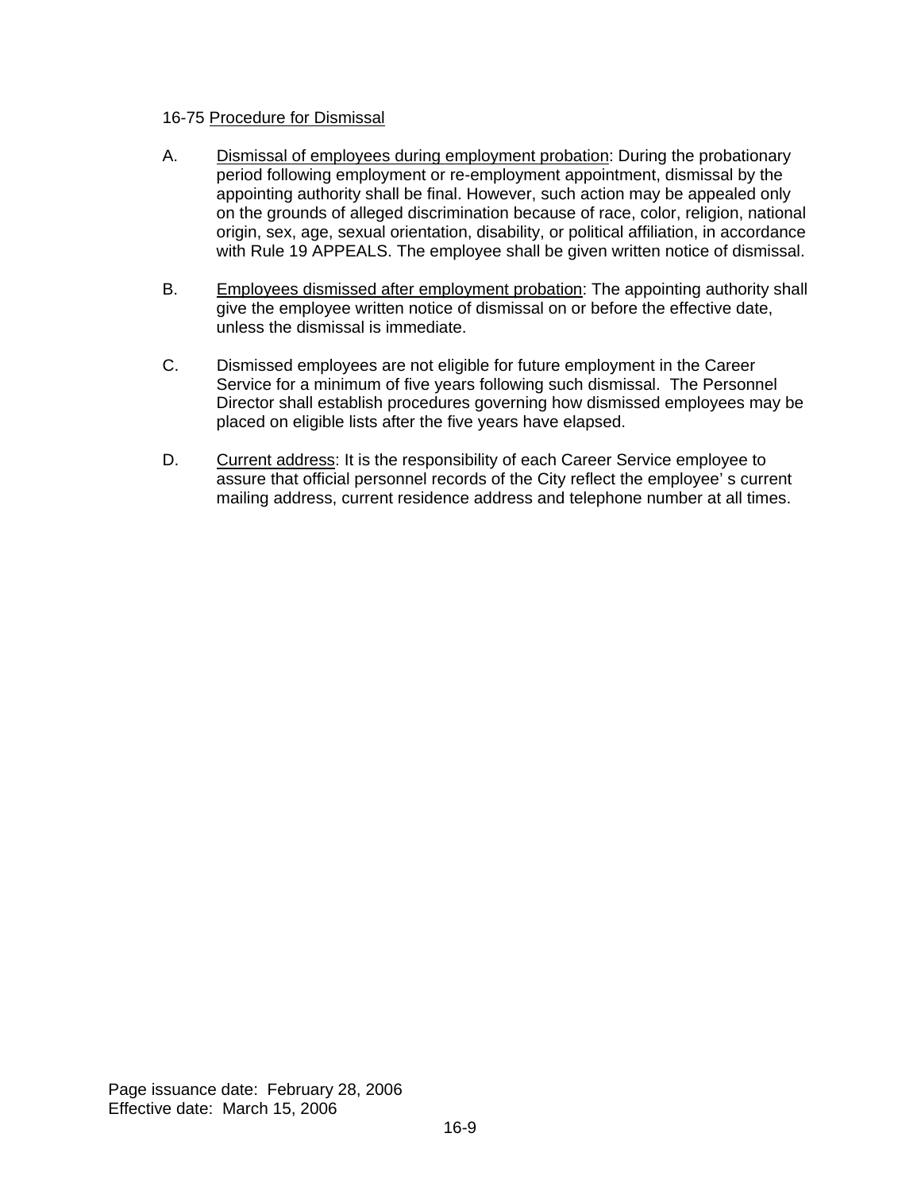16-75 Procedure for Dismissal

A. Dismissal of employees during employment probation: During the probationary period following employment or re-employment appointment, dismissal by the appointing authority shall be final. However, such action may be appealed only on the grounds of alleged discrimination because of race, color, religion, national origin, sex, age, sexual orientation, disability, or political affiliation, in accordance with Rule 19 APPEALS. The employee shall be given written notice of dismissal.

B. Employees dismissed after employment probation: The appointing authority shall give the employee written notice of dismissal on or before the effective date, unless the dismissal is immediate.

C. Dismissed employees are not eligible for future employment in the Career Service for a minimum of five years following such dismissal. The Personnel Director shall establish procedures governing how dismissed employees may be placed on eligible lists after the five years have elapsed.

D. Current address: It is the responsibility of each Career Service employee to assure that official personnel records of the City reflect the employee' s current mailing address, current residence address and telephone number at all times.

Page issuance date: February 28, 2006
Effective date: March 15, 2006